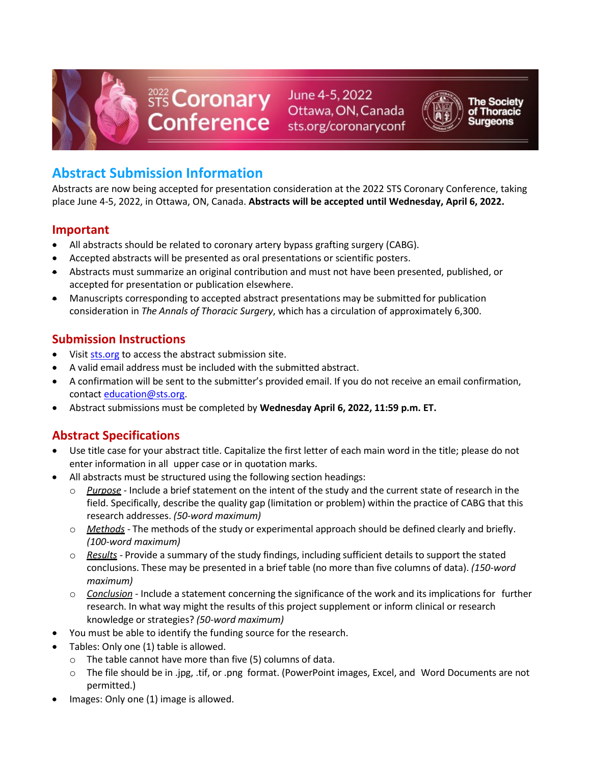2022 STS Coronary Conference
June 4-5, 2022
Ottawa, ON, Canada
sts.org/coronaryconf
The Society of Thoracic Surgeons

# Abstract Submission Information

Abstracts are now being accepted for presentation consideration at the 2022 STS Coronary Conference, taking place June 4-5, 2022, in Ottawa, ON, Canada. **Abstracts will be accepted until Wednesday, April 6, 2022.**

## Important

- All abstracts should be related to coronary artery bypass grafting surgery (CABG).
- Accepted abstracts will be presented as oral presentations or scientific posters.
- Abstracts must summarize an original contribution and must not have been presented, published, or accepted for presentation or publication elsewhere.
- Manuscripts corresponding to accepted abstract presentations may be submitted for publication consideration in *The Annals of Thoracic Surgery*, which has a circulation of approximately 6,300.

## Submission Instructions

- Visit [sts.org](sts.org) to access the abstract submission site.
- A valid email address must be included with the submitted abstract.
- A confirmation will be sent to the submitter's provided email. If you do not receive an email confirmation, contact [education@sts.org](mailto:education@sts.org).
- Abstract submissions must be completed by **Wednesday April 6, 2022, 11:59 p.m. ET.**

## Abstract Specifications

- Use title case for your abstract title. Capitalize the first letter of each main word in the title; please do not enter information in all upper case or in quotation marks.
- All abstracts must be structured using the following section headings:
  - *Purpose* - Include a brief statement on the intent of the study and the current state of research in the field. Specifically, describe the quality gap (limitation or problem) within the practice of CABG that this research addresses. *(50-word maximum)*
  - *Methods* - The methods of the study or experimental approach should be defined clearly and briefly. *(100-word maximum)*
  - *Results* - Provide a summary of the study findings, including sufficient details to support the stated conclusions. These may be presented in a brief table (no more than five columns of data). *(150-word maximum)*
  - *Conclusion* - Include a statement concerning the significance of the work and its implications for further research. In what way might the results of this project supplement or inform clinical or research knowledge or strategies? *(50-word maximum)*
- You must be able to identify the funding source for the research.
- Tables: Only one (1) table is allowed.
  - The table cannot have more than five (5) columns of data.
  - The file should be in .jpg, .tif, or .png format. (PowerPoint images, Excel, and Word Documents are not permitted.)
- Images: Only one (1) image is allowed.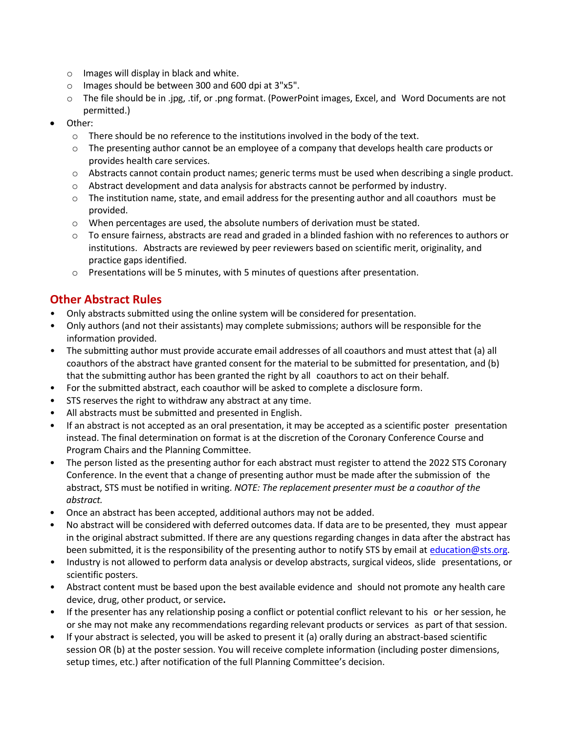- Images will display in black and white.
  - Images should be between 300 and 600 dpi at 3"x5".
  - The file should be in .jpg, .tif, or .png format. (PowerPoint images, Excel, and Word Documents are not permitted.)
- Other:
  - There should be no reference to the institutions involved in the body of the text.
  - The presenting author cannot be an employee of a company that develops health care products or provides health care services.
  - Abstracts cannot contain product names; generic terms must be used when describing a single product.
  - Abstract development and data analysis for abstracts cannot be performed by industry.
  - The institution name, state, and email address for the presenting author and all coauthors must be provided.
  - When percentages are used, the absolute numbers of derivation must be stated.
  - To ensure fairness, abstracts are read and graded in a blinded fashion with no references to authors or institutions. Abstracts are reviewed by peer reviewers based on scientific merit, originality, and practice gaps identified.
  - Presentations will be 5 minutes, with 5 minutes of questions after presentation.

## Other Abstract Rules

- Only abstracts submitted using the online system will be considered for presentation.
- Only authors (and not their assistants) may complete submissions; authors will be responsible for the information provided.
- The submitting author must provide accurate email addresses of all coauthors and must attest that (a) all coauthors of the abstract have granted consent for the material to be submitted for presentation, and (b) that the submitting author has been granted the right by all coauthors to act on their behalf.
- For the submitted abstract, each coauthor will be asked to complete a disclosure form.
- STS reserves the right to withdraw any abstract at any time.
- All abstracts must be submitted and presented in English.
- If an abstract is not accepted as an oral presentation, it may be accepted as a scientific poster presentation instead. The final determination on format is at the discretion of the Coronary Conference Course and Program Chairs and the Planning Committee.
- The person listed as the presenting author for each abstract must register to attend the 2022 STS Coronary Conference. In the event that a change of presenting author must be made after the submission of the abstract, STS must be notified in writing. *NOTE: The replacement presenter must be a coauthor of the abstract.*
- Once an abstract has been accepted, additional authors may not be added.
- No abstract will be considered with deferred outcomes data. If data are to be presented, they must appear in the original abstract submitted. If there are any questions regarding changes in data after the abstract has been submitted, it is the responsibility of the presenting author to notify STS by email at education@sts.org.
- Industry is not allowed to perform data analysis or develop abstracts, surgical videos, slide presentations, or scientific posters.
- Abstract content must be based upon the best available evidence and should not promote any health care device, drug, other product, or service**.**
- If the presenter has any relationship posing a conflict or potential conflict relevant to his or her session, he or she may not make any recommendations regarding relevant products or services as part of that session.
- If your abstract is selected, you will be asked to present it (a) orally during an abstract-based scientific session OR (b) at the poster session. You will receive complete information (including poster dimensions, setup times, etc.) after notification of the full Planning Committee's decision.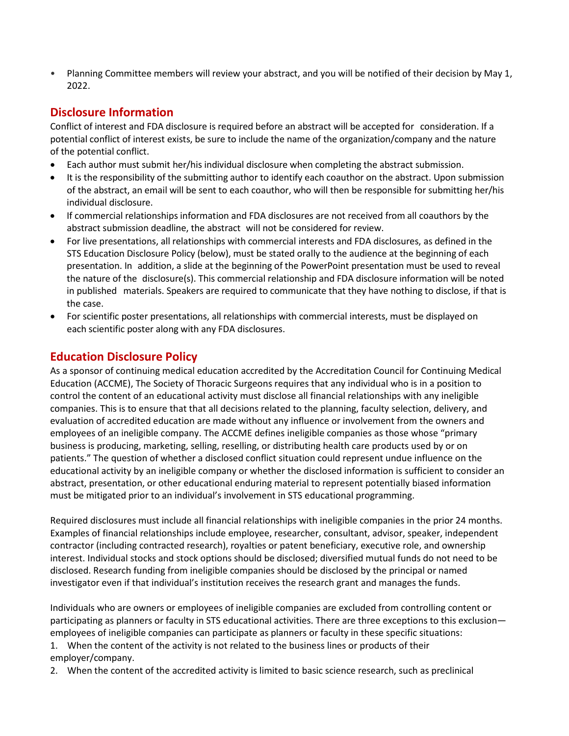- Planning Committee members will review your abstract, and you will be notified of their decision by May 1, 2022.

## Disclosure Information

Conflict of interest and FDA disclosure is required before an abstract will be accepted for consideration. If a potential conflict of interest exists, be sure to include the name of the organization/company and the nature of the potential conflict.

- Each author must submit her/his individual disclosure when completing the abstract submission.
- It is the responsibility of the submitting author to identify each coauthor on the abstract. Upon submission of the abstract, an email will be sent to each coauthor, who will then be responsible for submitting her/his individual disclosure.
- If commercial relationships information and FDA disclosures are not received from all coauthors by the abstract submission deadline, the abstract will not be considered for review.
- For live presentations, all relationships with commercial interests and FDA disclosures, as defined in the STS Education Disclosure Policy (below), must be stated orally to the audience at the beginning of each presentation. In addition, a slide at the beginning of the PowerPoint presentation must be used to reveal the nature of the disclosure(s). This commercial relationship and FDA disclosure information will be noted in published materials. Speakers are required to communicate that they have nothing to disclose, if that is the case.
- For scientific poster presentations, all relationships with commercial interests, must be displayed on each scientific poster along with any FDA disclosures.

## Education Disclosure Policy

As a sponsor of continuing medical education accredited by the Accreditation Council for Continuing Medical Education (ACCME), The Society of Thoracic Surgeons requires that any individual who is in a position to control the content of an educational activity must disclose all financial relationships with any ineligible companies. This is to ensure that that all decisions related to the planning, faculty selection, delivery, and evaluation of accredited education are made without any influence or involvement from the owners and employees of an ineligible company. The ACCME defines ineligible companies as those whose "primary business is producing, marketing, selling, reselling, or distributing health care products used by or on patients." The question of whether a disclosed conflict situation could represent undue influence on the educational activity by an ineligible company or whether the disclosed information is sufficient to consider an abstract, presentation, or other educational enduring material to represent potentially biased information must be mitigated prior to an individual's involvement in STS educational programming.

Required disclosures must include all financial relationships with ineligible companies in the prior 24 months. Examples of financial relationships include employee, researcher, consultant, advisor, speaker, independent contractor (including contracted research), royalties or patent beneficiary, executive role, and ownership interest. Individual stocks and stock options should be disclosed; diversified mutual funds do not need to be disclosed. Research funding from ineligible companies should be disclosed by the principal or named investigator even if that individual's institution receives the research grant and manages the funds.

Individuals who are owners or employees of ineligible companies are excluded from controlling content or participating as planners or faculty in STS educational activities. There are three exceptions to this exclusion—employees of ineligible companies can participate as planners or faculty in these specific situations:

1. When the content of the activity is not related to the business lines or products of their employer/company.
2. When the content of the accredited activity is limited to basic science research, such as preclinical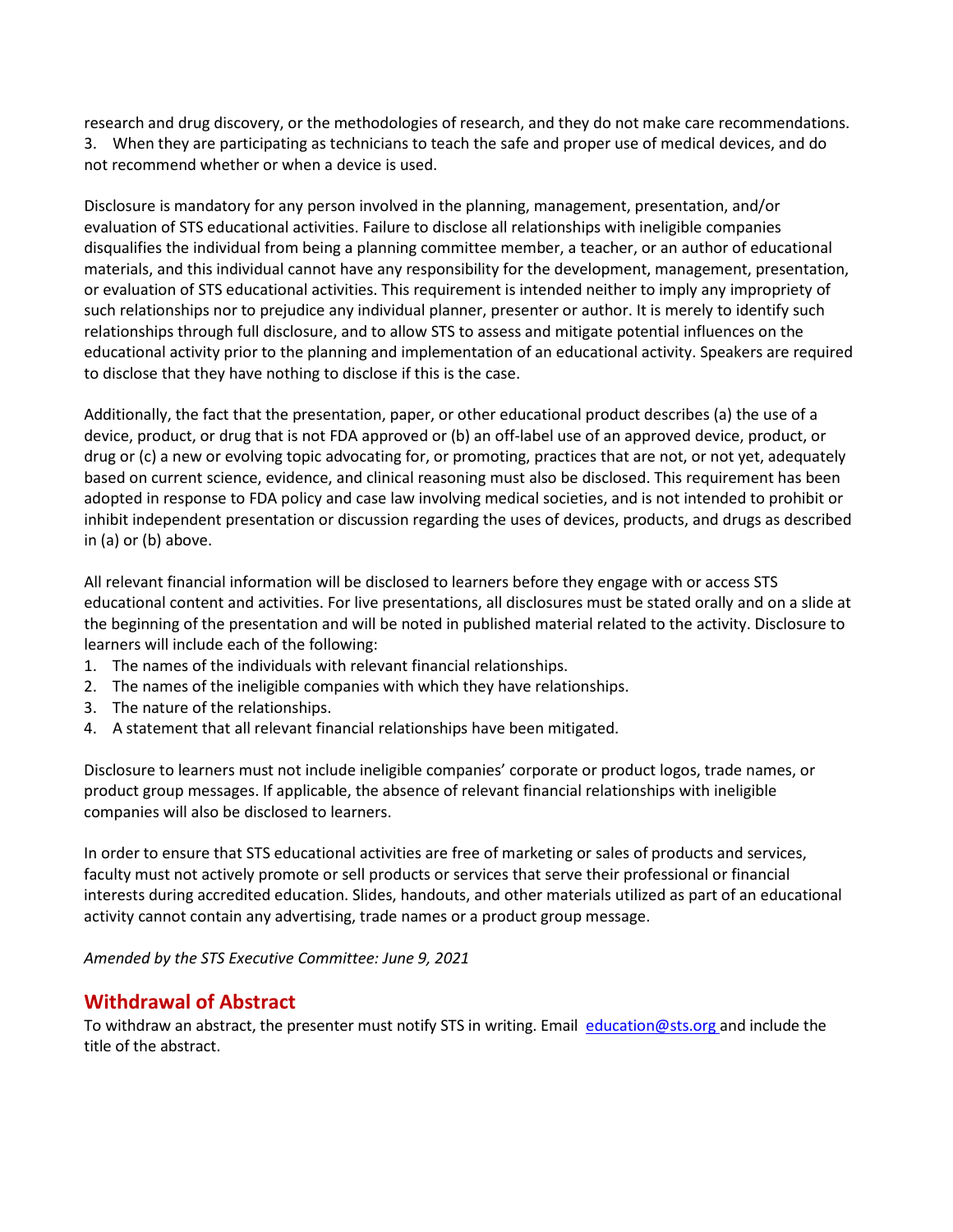research and drug discovery, or the methodologies of research, and they do not make care recommendations.
3. When they are participating as technicians to teach the safe and proper use of medical devices, and do not recommend whether or when a device is used.

Disclosure is mandatory for any person involved in the planning, management, presentation, and/or evaluation of STS educational activities. Failure to disclose all relationships with ineligible companies disqualifies the individual from being a planning committee member, a teacher, or an author of educational materials, and this individual cannot have any responsibility for the development, management, presentation, or evaluation of STS educational activities. This requirement is intended neither to imply any impropriety of such relationships nor to prejudice any individual planner, presenter or author. It is merely to identify such relationships through full disclosure, and to allow STS to assess and mitigate potential influences on the educational activity prior to the planning and implementation of an educational activity. Speakers are required to disclose that they have nothing to disclose if this is the case.

Additionally, the fact that the presentation, paper, or other educational product describes (a) the use of a device, product, or drug that is not FDA approved or (b) an off-label use of an approved device, product, or drug or (c) a new or evolving topic advocating for, or promoting, practices that are not, or not yet, adequately based on current science, evidence, and clinical reasoning must also be disclosed. This requirement has been adopted in response to FDA policy and case law involving medical societies, and is not intended to prohibit or inhibit independent presentation or discussion regarding the uses of devices, products, and drugs as described in (a) or (b) above.

All relevant financial information will be disclosed to learners before they engage with or access STS educational content and activities. For live presentations, all disclosures must be stated orally and on a slide at the beginning of the presentation and will be noted in published material related to the activity. Disclosure to learners will include each of the following:

1. The names of the individuals with relevant financial relationships.
2. The names of the ineligible companies with which they have relationships.
3. The nature of the relationships.
4. A statement that all relevant financial relationships have been mitigated.

Disclosure to learners must not include ineligible companies' corporate or product logos, trade names, or product group messages. If applicable, the absence of relevant financial relationships with ineligible companies will also be disclosed to learners.

In order to ensure that STS educational activities are free of marketing or sales of products and services, faculty must not actively promote or sell products or services that serve their professional or financial interests during accredited education. Slides, handouts, and other materials utilized as part of an educational activity cannot contain any advertising, trade names or a product group message.

*Amended by the STS Executive Committee: June 9, 2021*

## Withdrawal of Abstract

To withdraw an abstract, the presenter must notify STS in writing. Email education@sts.org and include the title of the abstract.